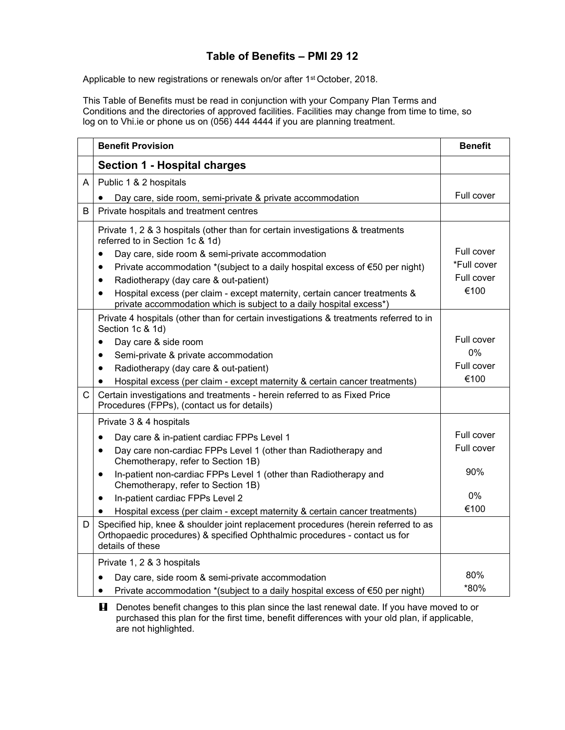# Table of Benefits – PMI 29 12

Applicable to new registrations or renewals on/or after 1st October, 2018.

This Table of Benefits must be read in conjunction with your Company Plan Terms and Conditions and the directories of approved facilities. Facilities may change from time to time, so log on to Vhi.ie or phone us on (056) 444 4444 if you are planning treatment.

| | Benefit Provision | Benefit |
|---|---|---|
| | **Section 1 - Hospital charges** | |
| A | Public 1 & 2 hospitals<br>• Day care, side room, semi-private & private accommodation | Full cover |
| B | Private hospitals and treatment centres | |
| | Private 1, 2 & 3 hospitals (other than for certain investigations & treatments referred to in Section 1c & 1d)<br>• Day care, side room & semi-private accommodation<br>• Private accommodation *(subject to a daily hospital excess of €50 per night)<br>• Radiotherapy (day care & out-patient)<br>• Hospital excess (per claim - except maternity, certain cancer treatments & private accommodation which is subject to a daily hospital excess*) | <br>Full cover<br>*Full cover<br>Full cover<br>€100 |
| | Private 4 hospitals (other than for certain investigations & treatments referred to in Section 1c & 1d)<br>• Day care & side room<br>• Semi-private & private accommodation<br>• Radiotherapy (day care & out-patient)<br>• Hospital excess (per claim - except maternity & certain cancer treatments) | <br>Full cover<br>0%<br>Full cover<br>€100 |
| C | Certain investigations and treatments - herein referred to as Fixed Price Procedures (FPPs), (contact us for details) | |
| | Private 3 & 4 hospitals<br>• Day care & in-patient cardiac FPPs Level 1<br>• Day care non-cardiac FPPs Level 1 (other than Radiotherapy and Chemotherapy, refer to Section 1B)<br>• In-patient non-cardiac FPPs Level 1 (other than Radiotherapy and Chemotherapy, refer to Section 1B)<br>• In-patient cardiac FPPs Level 2<br>• Hospital excess (per claim - except maternity & certain cancer treatments) | <br>Full cover<br>Full cover<br>90%<br>0%<br>€100 |
| D | Specified hip, knee & shoulder joint replacement procedures (herein referred to as Orthopaedic procedures) & specified Ophthalmic procedures - contact us for details of these | |
| | Private 1, 2 & 3 hospitals<br>• Day care, side room & semi-private accommodation<br>• Private accommodation *(subject to a daily hospital excess of €50 per night) | <br>80%<br>*80% |

! Denotes benefit changes to this plan since the last renewal date. If you have moved to or purchased this plan for the first time, benefit differences with your old plan, if applicable, are not highlighted.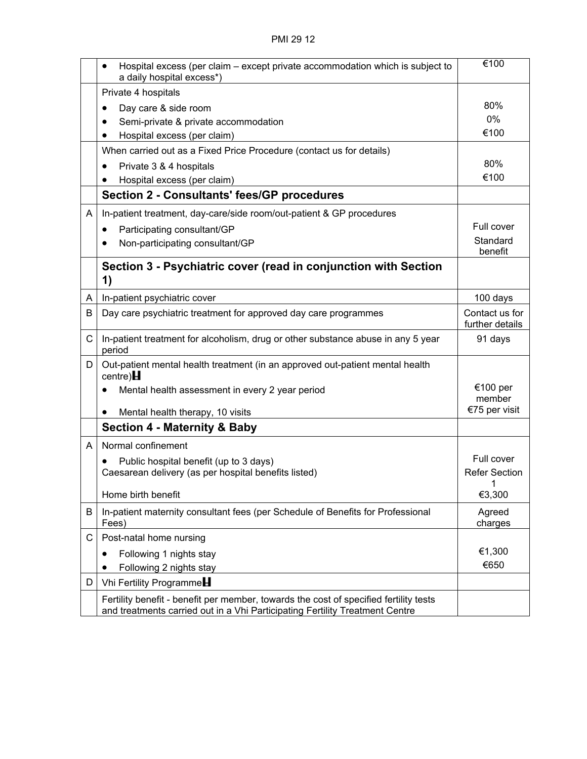| | | |
|---|---|---|
| | • Hospital excess (per claim – except private accommodation which is subject to a daily hospital excess*) | €100 |
| | Private 4 hospitals<br>• Day care & side room<br>• Semi-private & private accommodation<br>• Hospital excess (per claim) | <br>80%<br>0%<br>€100 |
| | When carried out as a Fixed Price Procedure (contact us for details)<br>• Private 3 & 4 hospitals<br>• Hospital excess (per claim) | <br>80%<br>€100 |
| | **Section 2 - Consultants' fees/GP procedures** | |
| A | In-patient treatment, day-care/side room/out-patient & GP procedures<br>• Participating consultant/GP<br>• Non-participating consultant/GP | <br>Full cover<br>Standard benefit |
| | **Section 3 - Psychiatric cover (read in conjunction with Section 1)** | |
| A | In-patient psychiatric cover | 100 days |
| B | Day care psychiatric treatment for approved day care programmes | Contact us for further details |
| C | In-patient treatment for alcoholism, drug or other substance abuse in any 5 year period | 91 days |
| D | Out-patient mental health treatment (in an approved out-patient mental health centre)<br>• Mental health assessment in every 2 year period<br>• Mental health therapy, 10 visits | <br>€100 per member<br>€75 per visit |
| | **Section 4 - Maternity & Baby** | |
| A | Normal confinement<br>• Public hospital benefit (up to 3 days)<br>Caesarean delivery (as per hospital benefits listed)<br>Home birth benefit | <br>Full cover<br>Refer Section 1<br>€3,300 |
| B | In-patient maternity consultant fees (per Schedule of Benefits for Professional Fees) | Agreed charges |
| C | Post-natal home nursing<br>• Following 1 nights stay<br>• Following 2 nights stay | <br>€1,300<br>€650 |
| D | Vhi Fertility Programme | |
| | Fertility benefit - benefit per member, towards the cost of specified fertility tests and treatments carried out in a Vhi Participating Fertility Treatment Centre | |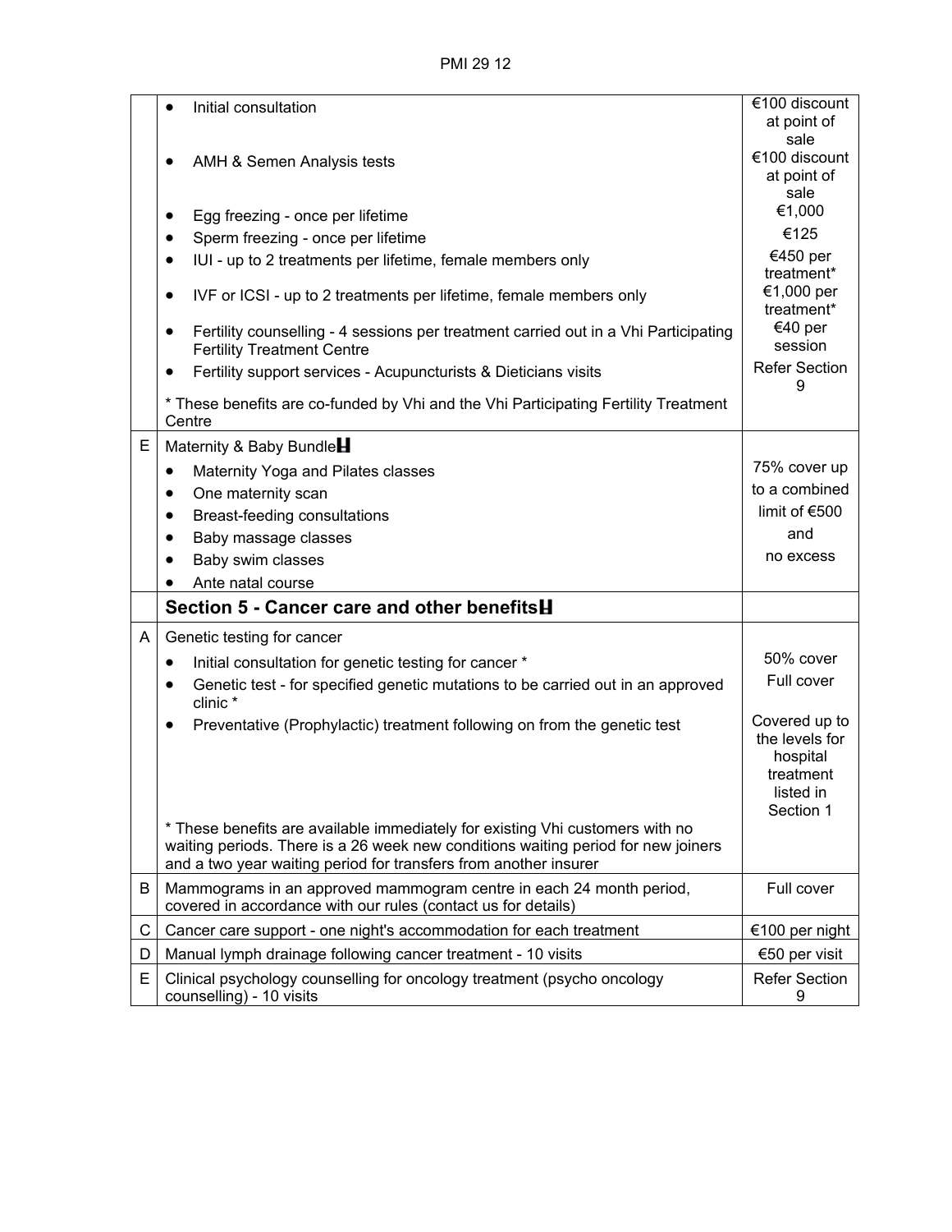| | | |
|---|---|---|
| | • Initial consultation | €100 discount at point of sale |
| | • AMH & Semen Analysis tests | €100 discount at point of sale |
| | • Egg freezing - once per lifetime | €1,000 |
| | • Sperm freezing - once per lifetime | €125 |
| | • IUI - up to 2 treatments per lifetime, female members only | €450 per treatment* |
| | • IVF or ICSI - up to 2 treatments per lifetime, female members only | €1,000 per treatment* |
| | • Fertility counselling - 4 sessions per treatment carried out in a Vhi Participating Fertility Treatment Centre | €40 per session |
| | • Fertility support services - Acupuncturists & Dieticians visits | Refer Section 9 |
| | * These benefits are co-funded by Vhi and the Vhi Participating Fertility Treatment Centre | |
| E | Maternity & Baby Bundle<br>• Maternity Yoga and Pilates classes<br>• One maternity scan<br>• Breast-feeding consultations<br>• Baby massage classes<br>• Baby swim classes<br>• Ante natal course | 75% cover up to a combined limit of €500 and no excess |
| | **Section 5 - Cancer care and other benefits** | |
| A | Genetic testing for cancer | |
| | • Initial consultation for genetic testing for cancer * | 50% cover |
| | • Genetic test - for specified genetic mutations to be carried out in an approved clinic * | Full cover |
| | • Preventative (Prophylactic) treatment following on from the genetic test | Covered up to the levels for hospital treatment listed in Section 1 |
| | * These benefits are available immediately for existing Vhi customers with no waiting periods. There is a 26 week new conditions waiting period for new joiners and a two year waiting period for transfers from another insurer | |
| B | Mammograms in an approved mammogram centre in each 24 month period, covered in accordance with our rules (contact us for details) | Full cover |
| C | Cancer care support - one night's accommodation for each treatment | €100 per night |
| D | Manual lymph drainage following cancer treatment - 10 visits | €50 per visit |
| E | Clinical psychology counselling for oncology treatment (psycho oncology counselling) - 10 visits | Refer Section 9 |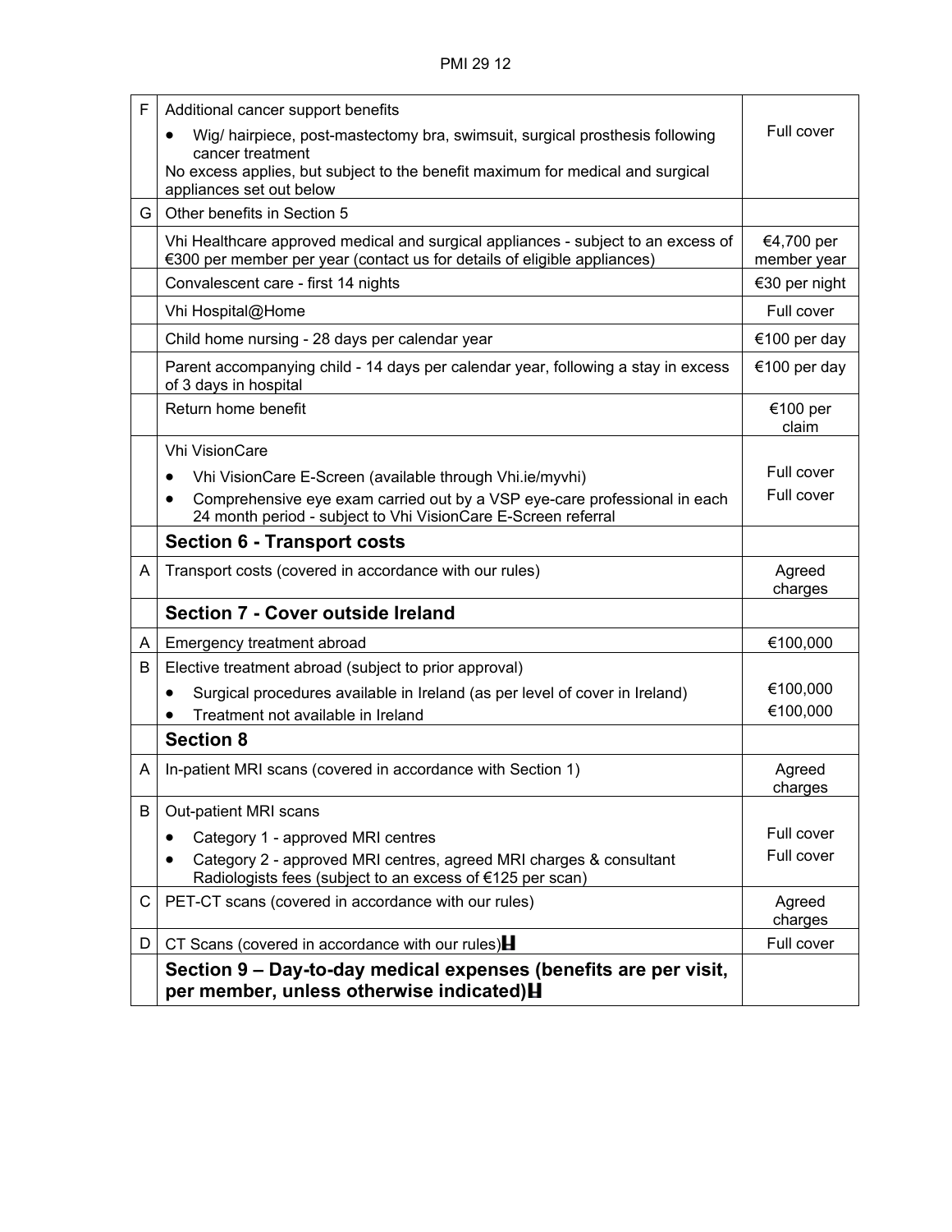| | | |
|---|---|---|
| F | Additional cancer support benefits<br>• Wig/ hairpiece, post-mastectomy bra, swimsuit, surgical prosthesis following cancer treatment<br>No excess applies, but subject to the benefit maximum for medical and surgical appliances set out below | Full cover |
| G | Other benefits in Section 5 | |
| | Vhi Healthcare approved medical and surgical appliances - subject to an excess of €300 per member per year (contact us for details of eligible appliances) | €4,700 per member year |
| | Convalescent care - first 14 nights | €30 per night |
| | Vhi Hospital@Home | Full cover |
| | Child home nursing - 28 days per calendar year | €100 per day |
| | Parent accompanying child - 14 days per calendar year, following a stay in excess of 3 days in hospital | €100 per day |
| | Return home benefit | €100 per claim |
| | Vhi VisionCare<br>• Vhi VisionCare E-Screen (available through Vhi.ie/myvhi)<br>• Comprehensive eye exam carried out by a VSP eye-care professional in each 24 month period - subject to Vhi VisionCare E-Screen referral | <br>Full cover<br>Full cover |
| | **Section 6 - Transport costs** | |
| A | Transport costs (covered in accordance with our rules) | Agreed charges |
| | **Section 7 - Cover outside Ireland** | |
| A | Emergency treatment abroad | €100,000 |
| B | Elective treatment abroad (subject to prior approval)<br>• Surgical procedures available in Ireland (as per level of cover in Ireland)<br>• Treatment not available in Ireland | <br>€100,000<br>€100,000 |
| | **Section 8** | |
| A | In-patient MRI scans (covered in accordance with Section 1) | Agreed charges |
| B | Out-patient MRI scans<br>• Category 1 - approved MRI centres<br>• Category 2 - approved MRI centres, agreed MRI charges & consultant Radiologists fees (subject to an excess of €125 per scan) | <br>Full cover<br>Full cover |
| C | PET-CT scans (covered in accordance with our rules) | Agreed charges |
| D | CT Scans (covered in accordance with our rules) | Full cover |
| | **Section 9 – Day-to-day medical expenses (benefits are per visit, per member, unless otherwise indicated)** | |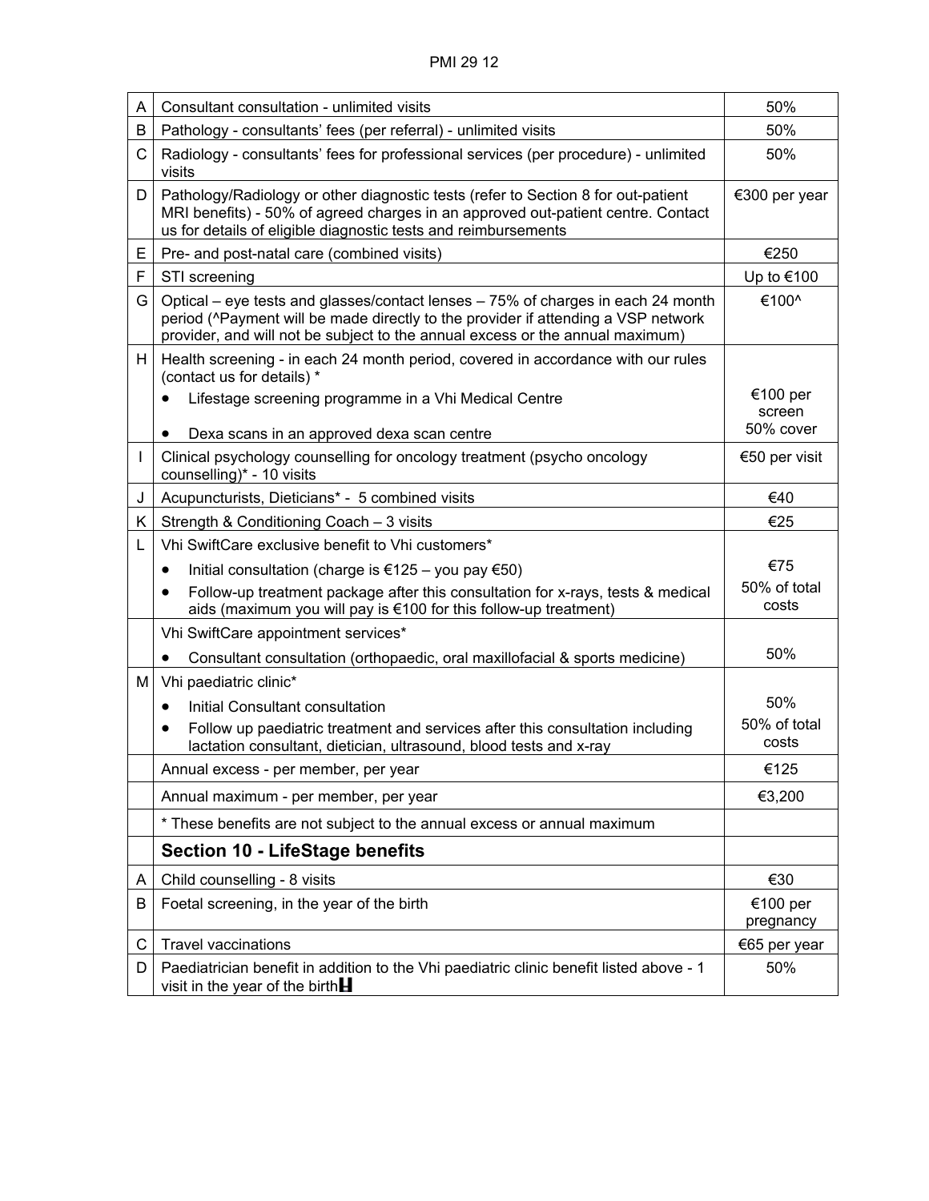| | | |
|---|---|---|
| A | Consultant consultation - unlimited visits | 50% |
| B | Pathology - consultants' fees (per referral) - unlimited visits | 50% |
| C | Radiology - consultants' fees for professional services (per procedure) - unlimited visits | 50% |
| D | Pathology/Radiology or other diagnostic tests (refer to Section 8 for out-patient MRI benefits) - 50% of agreed charges in an approved out-patient centre. Contact us for details of eligible diagnostic tests and reimbursements | €300 per year |
| E | Pre- and post-natal care (combined visits) | €250 |
| F | STI screening | Up to €100 |
| G | Optical – eye tests and glasses/contact lenses – 75% of charges in each 24 month period (^Payment will be made directly to the provider if attending a VSP network provider, and will not be subject to the annual excess or the annual maximum) | €100^ |
| H | Health screening - in each 24 month period, covered in accordance with our rules (contact us for details) *<br>• Lifestage screening programme in a Vhi Medical Centre<br>• Dexa scans in an approved dexa scan centre | <br>€100 per screen<br>50% cover |
| I | Clinical psychology counselling for oncology treatment (psycho oncology counselling)* - 10 visits | €50 per visit |
| J | Acupuncturists, Dieticians* - 5 combined visits | €40 |
| K | Strength & Conditioning Coach – 3 visits | €25 |
| L | Vhi SwiftCare exclusive benefit to Vhi customers*<br>• Initial consultation (charge is €125 – you pay €50)<br>• Follow-up treatment package after this consultation for x-rays, tests & medical aids (maximum you will pay is €100 for this follow-up treatment) | <br>€75<br>50% of total costs |
| | Vhi SwiftCare appointment services*<br>• Consultant consultation (orthopaedic, oral maxillofacial & sports medicine) | <br>50% |
| M | Vhi paediatric clinic*<br>• Initial Consultant consultation<br>• Follow up paediatric treatment and services after this consultation including lactation consultant, dietician, ultrasound, blood tests and x-ray | <br>50%<br>50% of total costs |
| | Annual excess - per member, per year | €125 |
| | Annual maximum - per member, per year | €3,200 |
| | * These benefits are not subject to the annual excess or annual maximum | |
| | **Section 10 - LifeStage benefits** | |
| A | Child counselling - 8 visits | €30 |
| B | Foetal screening, in the year of the birth | €100 per pregnancy |
| C | Travel vaccinations | €65 per year |
| D | Paediatrician benefit in addition to the Vhi paediatric clinic benefit listed above - 1 visit in the year of the birth | 50% |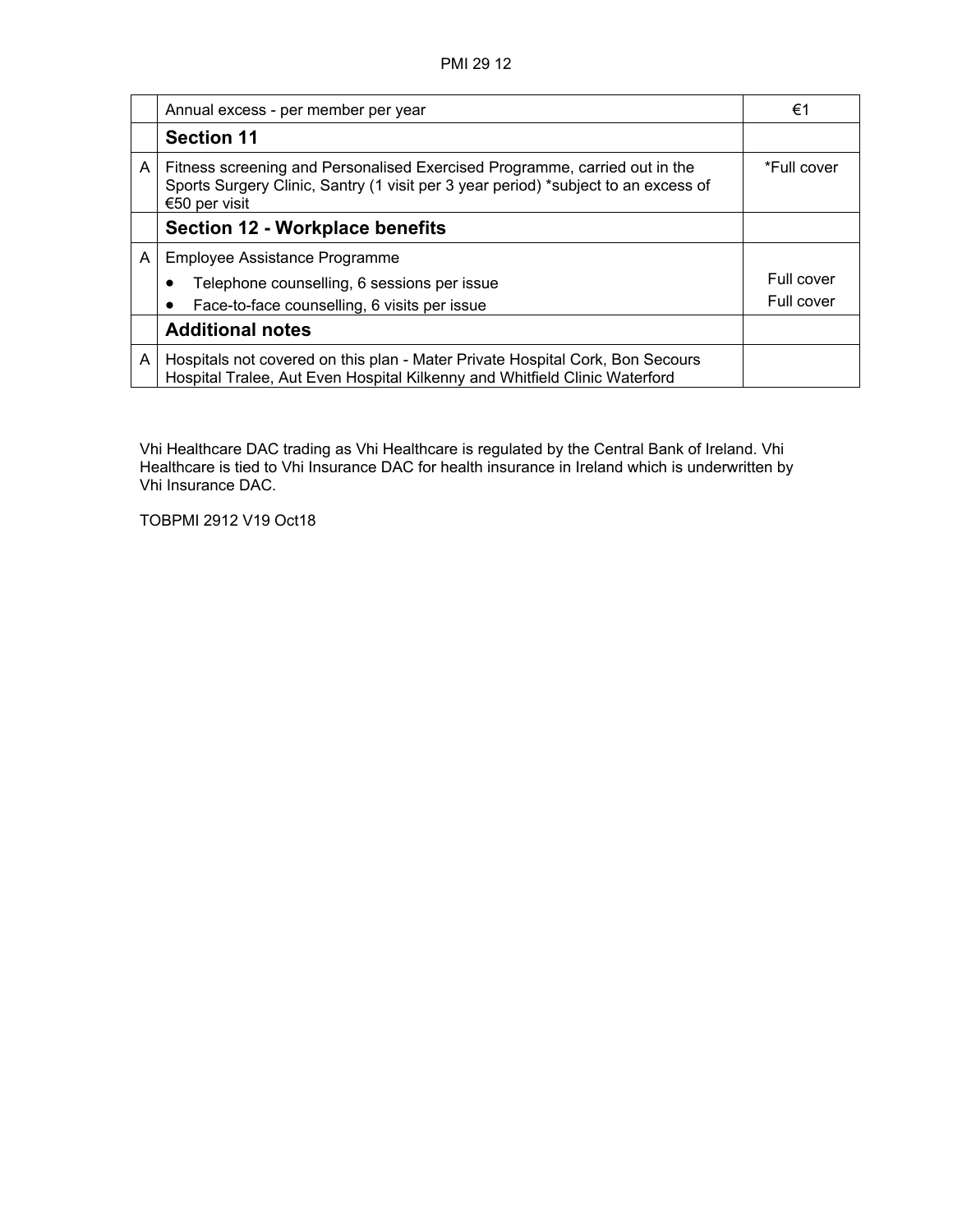| | | |
|---|---|---|
| | Annual excess - per member per year | €1 |
| | **Section 11** | |
| A | Fitness screening and Personalised Exercised Programme, carried out in the Sports Surgery Clinic, Santry (1 visit per 3 year period) *subject to an excess of €50 per visit | *Full cover |
| | **Section 12 - Workplace benefits** | |
| A | Employee Assistance Programme<br>• Telephone counselling, 6 sessions per issue<br>• Face-to-face counselling, 6 visits per issue | <br>Full cover<br>Full cover |
| | **Additional notes** | |
| A | Hospitals not covered on this plan - Mater Private Hospital Cork, Bon Secours Hospital Tralee, Aut Even Hospital Kilkenny and Whitfield Clinic Waterford | |

Vhi Healthcare DAC trading as Vhi Healthcare is regulated by the Central Bank of Ireland. Vhi Healthcare is tied to Vhi Insurance DAC for health insurance in Ireland which is underwritten by Vhi Insurance DAC.

TOBPMI 2912 V19 Oct18